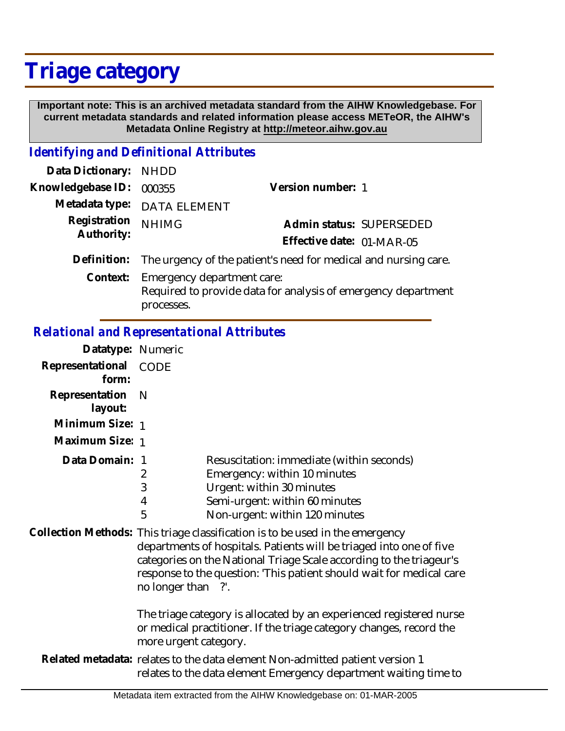# Triage category

**Important note: This is an archived metadata standard from the AIHW Knowledgebase. For current metadata standards and related information please access METeOR, the AIHW's Metadata Online Registry at http://meteor.aihw.gov.au**

## *Identifying and Definitional Attributes*

**Data Dictionary:** NHDD

**Knowledgebase ID:** 000355

**Version number:** 1

**Metadata type:** DATA ELEMENT

**Registration Authority:** NHIMG

**Admin status:** SUPERSEDED

**Effective date:** 01-MAR-05

**Definition:** The urgency of the patient's need for medical and nursing care.

**Context:** Emergency department care:
Required to provide data for analysis of emergency department processes.

## *Relational and Representational Attributes*

**Datatype:** Numeric

**Representational form:** CODE

**Representation layout:** N

**Minimum Size:** 1

**Maximum Size:** 1

**Data Domain:**

| | |
|---|---|
| 1 | Resuscitation: immediate (within seconds) |
| 2 | Emergency: within 10 minutes |
| 3 | Urgent: within 30 minutes |
| 4 | Semi-urgent: within 60 minutes |
| 5 | Non-urgent: within 120 minutes |

**Collection Methods:** This triage classification is to be used in the emergency departments of hospitals. Patients will be triaged into one of five categories on the National Triage Scale according to the triageur's response to the question: 'This patient should wait for medical care no longer than ?'.

The triage category is allocated by an experienced registered nurse or medical practitioner. If the triage category changes, record the more urgent category.

**Related metadata:** relates to the data element Non-admitted patient version 1
relates to the data element Emergency department waiting time to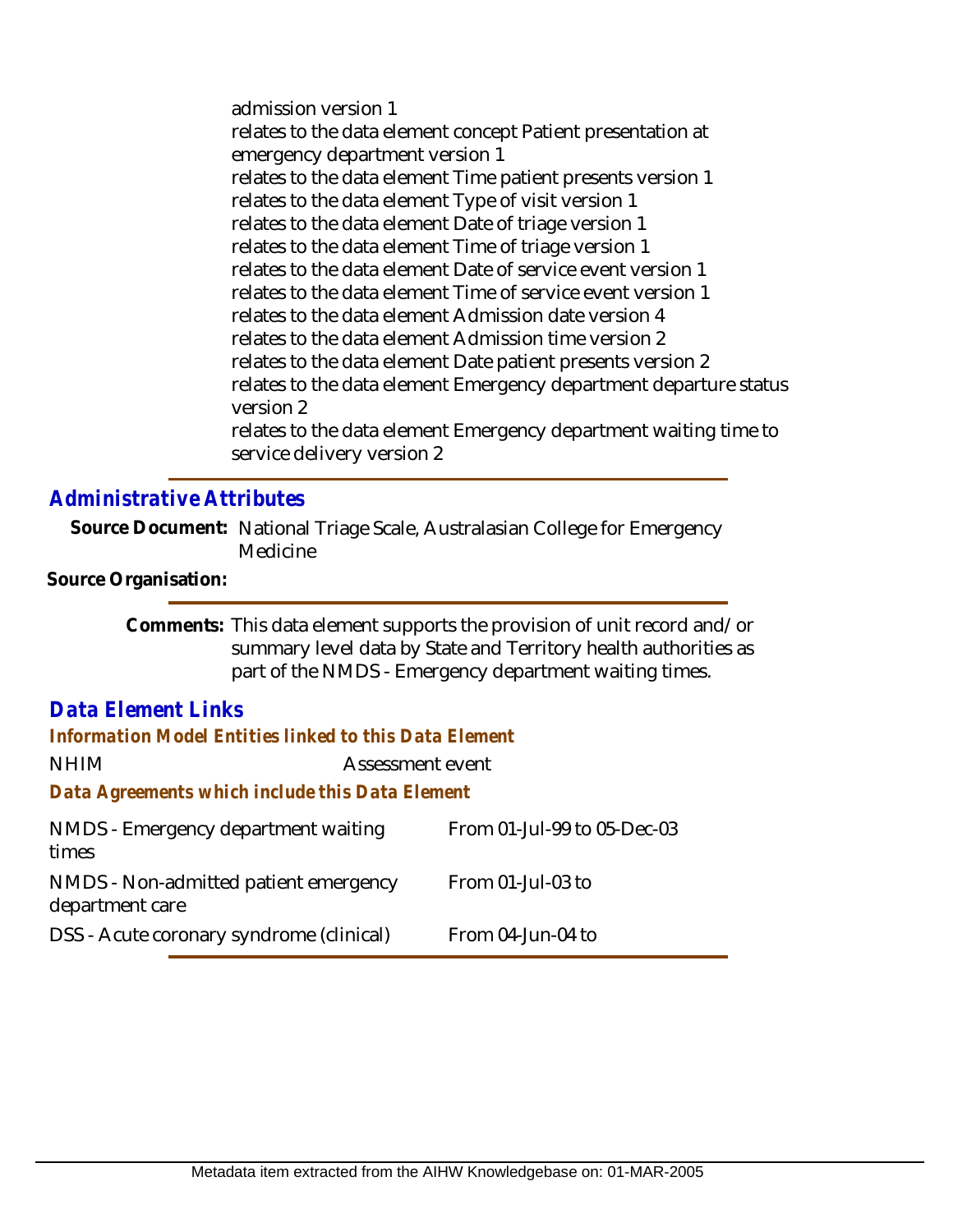admission version 1
relates to the data element concept Patient presentation at emergency department version 1
relates to the data element Time patient presents version 1
relates to the data element Type of visit version 1
relates to the data element Date of triage version 1
relates to the data element Time of triage version 1
relates to the data element Date of service event version 1
relates to the data element Time of service event version 1
relates to the data element Admission date version 4
relates to the data element Admission time version 2
relates to the data element Date patient presents version 2
relates to the data element Emergency department departure status version 2
relates to the data element Emergency department waiting time to service delivery version 2

## Administrative Attributes

**Source Document:** National Triage Scale, Australasian College for Emergency Medicine

**Source Organisation:**

**Comments:** This data element supports the provision of unit record and/or summary level data by State and Territory health authorities as part of the NMDS - Emergency department waiting times.

## Data Element Links

### Information Model Entities linked to this Data Element

| | |
|---|---|
| NHIM | Assessment event |

### Data Agreements which include this Data Element

| | |
|---|---|
| NMDS - Emergency department waiting times | From 01-Jul-99 to 05-Dec-03 |
| NMDS - Non-admitted patient emergency department care | From 01-Jul-03 to |
| DSS - Acute coronary syndrome (clinical) | From 04-Jun-04 to |